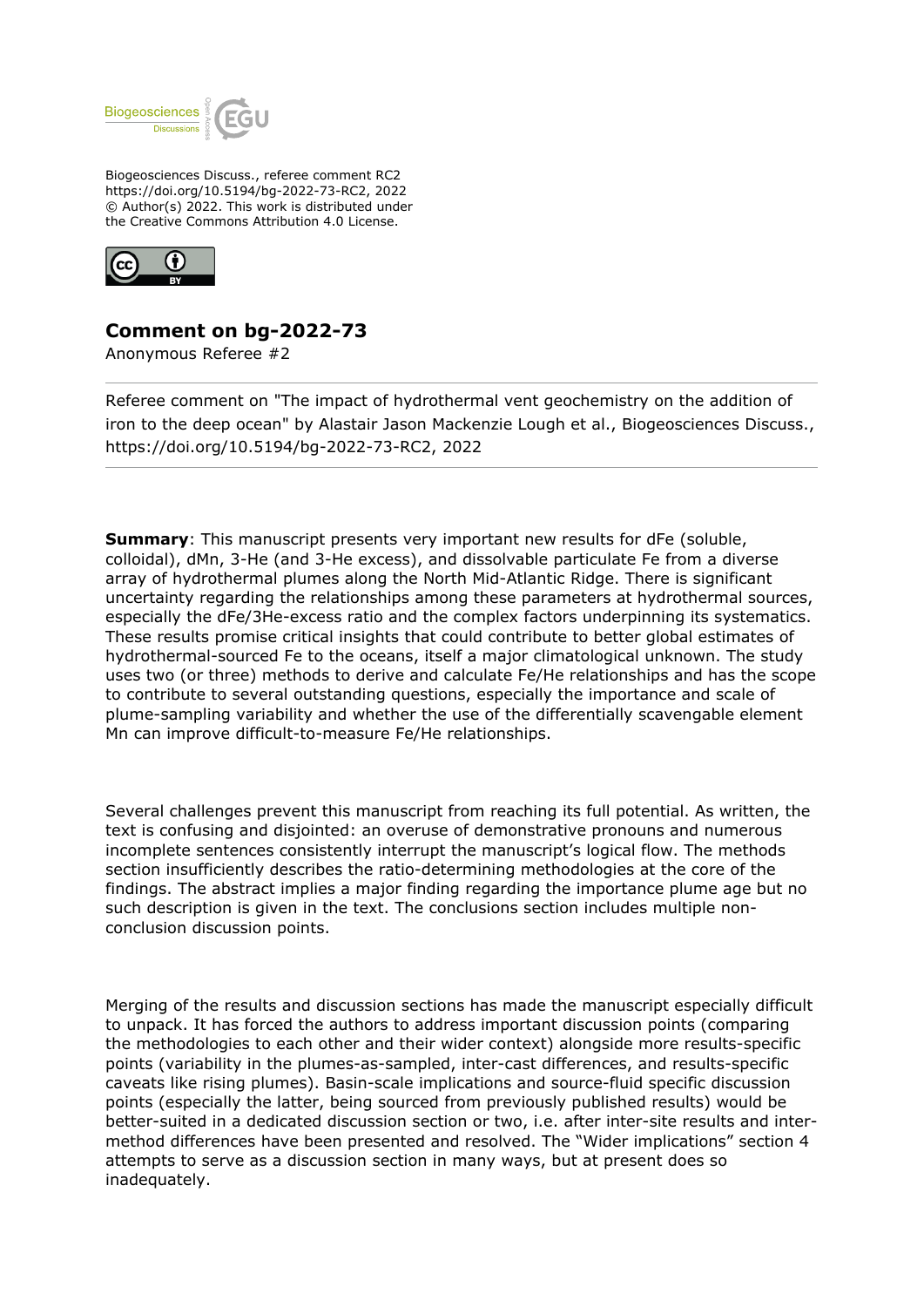Biogeosciences Discuss., referee comment RC2
https://doi.org/10.5194/bg-2022-73-RC2, 2022
© Author(s) 2022. This work is distributed under
the Creative Commons Attribution 4.0 License.

## Comment on bg-2022-73

Anonymous Referee #2

Referee comment on "The impact of hydrothermal vent geochemistry on the addition of iron to the deep ocean" by Alastair Jason Mackenzie Lough et al., Biogeosciences Discuss., https://doi.org/10.5194/bg-2022-73-RC2, 2022

**Summary**: This manuscript presents very important new results for dFe (soluble, colloidal), dMn, 3-He (and 3-He excess), and dissolvable particulate Fe from a diverse array of hydrothermal plumes along the North Mid-Atlantic Ridge. There is significant uncertainty regarding the relationships among these parameters at hydrothermal sources, especially the dFe/3He-excess ratio and the complex factors underpinning its systematics. These results promise critical insights that could contribute to better global estimates of hydrothermal-sourced Fe to the oceans, itself a major climatological unknown. The study uses two (or three) methods to derive and calculate Fe/He relationships and has the scope to contribute to several outstanding questions, especially the importance and scale of plume-sampling variability and whether the use of the differentially scavengable element Mn can improve difficult-to-measure Fe/He relationships.

Several challenges prevent this manuscript from reaching its full potential. As written, the text is confusing and disjointed: an overuse of demonstrative pronouns and numerous incomplete sentences consistently interrupt the manuscript's logical flow. The methods section insufficiently describes the ratio-determining methodologies at the core of the findings. The abstract implies a major finding regarding the importance plume age but no such description is given in the text. The conclusions section includes multiple non-conclusion discussion points.

Merging of the results and discussion sections has made the manuscript especially difficult to unpack. It has forced the authors to address important discussion points (comparing the methodologies to each other and their wider context) alongside more results-specific points (variability in the plumes-as-sampled, inter-cast differences, and results-specific caveats like rising plumes). Basin-scale implications and source-fluid specific discussion points (especially the latter, being sourced from previously published results) would be better-suited in a dedicated discussion section or two, i.e. after inter-site results and inter-method differences have been presented and resolved. The "Wider implications" section 4 attempts to serve as a discussion section in many ways, but at present does so inadequately.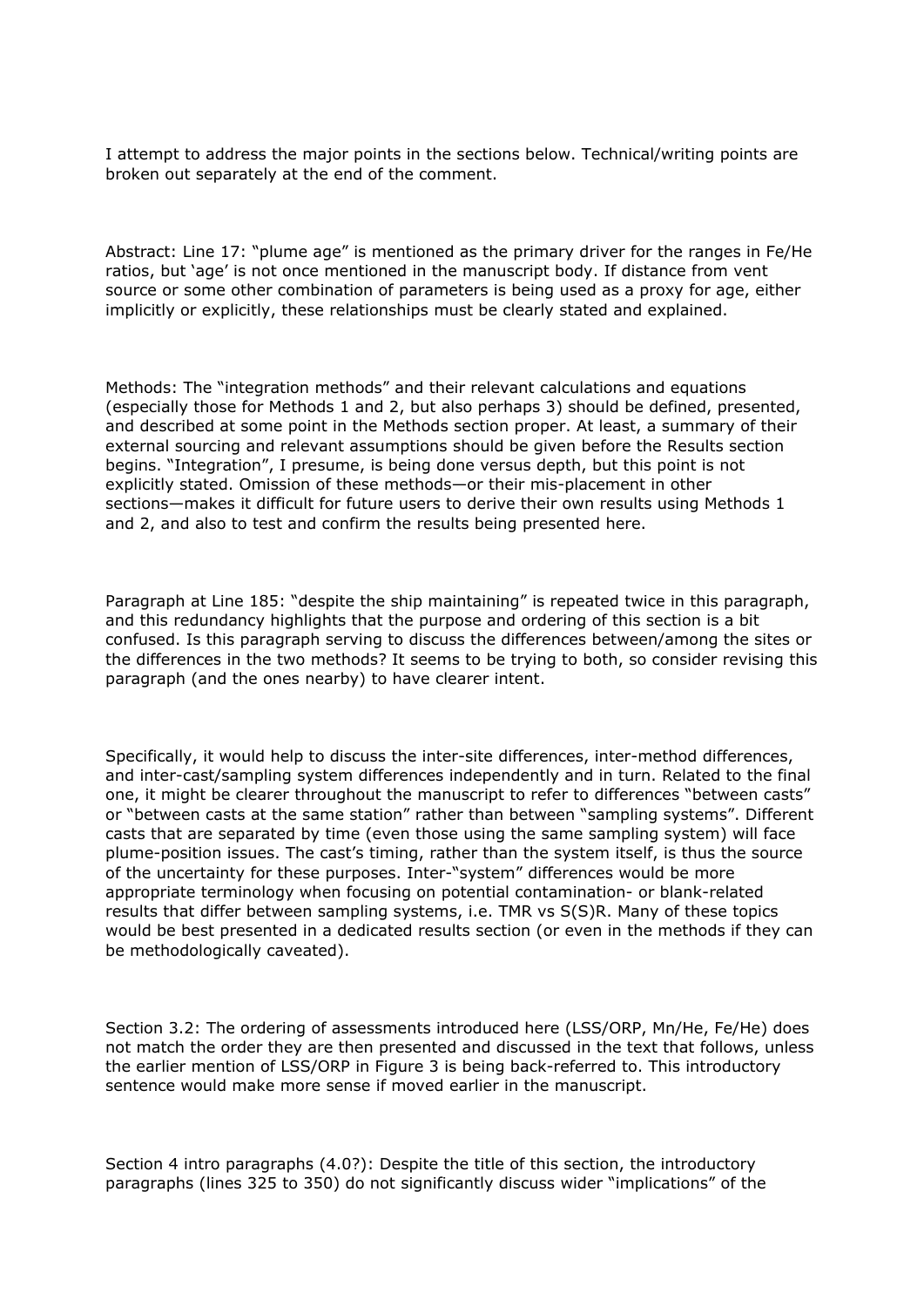I attempt to address the major points in the sections below. Technical/writing points are broken out separately at the end of the comment.

Abstract: Line 17: "plume age" is mentioned as the primary driver for the ranges in Fe/He ratios, but 'age' is not once mentioned in the manuscript body. If distance from vent source or some other combination of parameters is being used as a proxy for age, either implicitly or explicitly, these relationships must be clearly stated and explained.

Methods: The "integration methods" and their relevant calculations and equations (especially those for Methods 1 and 2, but also perhaps 3) should be defined, presented, and described at some point in the Methods section proper. At least, a summary of their external sourcing and relevant assumptions should be given before the Results section begins. "Integration", I presume, is being done versus depth, but this point is not explicitly stated. Omission of these methods—or their mis-placement in other sections—makes it difficult for future users to derive their own results using Methods 1 and 2, and also to test and confirm the results being presented here.

Paragraph at Line 185: "despite the ship maintaining" is repeated twice in this paragraph, and this redundancy highlights that the purpose and ordering of this section is a bit confused. Is this paragraph serving to discuss the differences between/among the sites or the differences in the two methods? It seems to be trying to both, so consider revising this paragraph (and the ones nearby) to have clearer intent.

Specifically, it would help to discuss the inter-site differences, inter-method differences, and inter-cast/sampling system differences independently and in turn. Related to the final one, it might be clearer throughout the manuscript to refer to differences "between casts" or "between casts at the same station" rather than between "sampling systems". Different casts that are separated by time (even those using the same sampling system) will face plume-position issues. The cast's timing, rather than the system itself, is thus the source of the uncertainty for these purposes. Inter-"system" differences would be more appropriate terminology when focusing on potential contamination- or blank-related results that differ between sampling systems, i.e. TMR vs S(S)R. Many of these topics would be best presented in a dedicated results section (or even in the methods if they can be methodologically caveated).

Section 3.2: The ordering of assessments introduced here (LSS/ORP, Mn/He, Fe/He) does not match the order they are then presented and discussed in the text that follows, unless the earlier mention of LSS/ORP in Figure 3 is being back-referred to. This introductory sentence would make more sense if moved earlier in the manuscript.

Section 4 intro paragraphs (4.0?): Despite the title of this section, the introductory paragraphs (lines 325 to 350) do not significantly discuss wider "implications" of the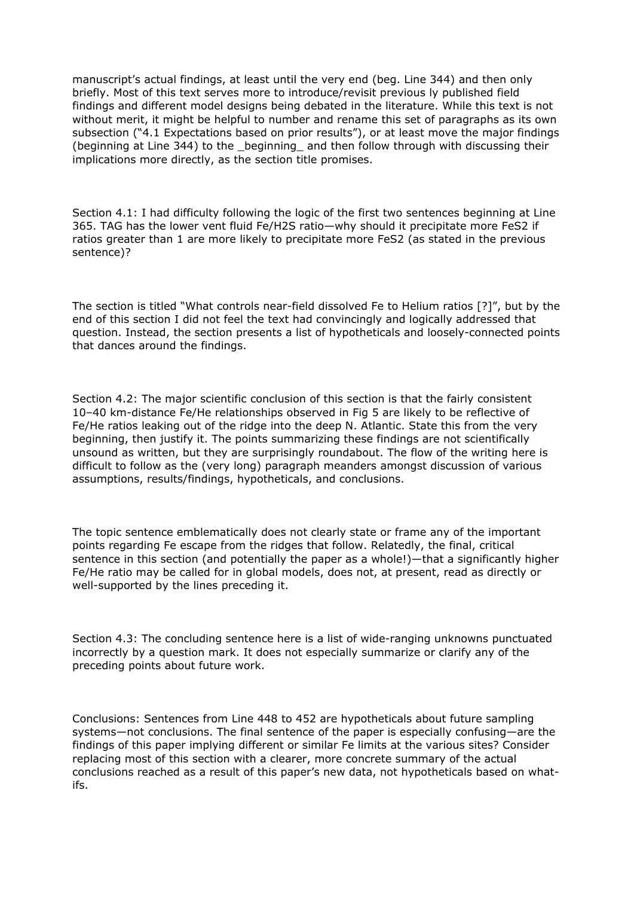manuscript's actual findings, at least until the very end (beg. Line 344) and then only briefly. Most of this text serves more to introduce/revisit previous ly published field findings and different model designs being debated in the literature. While this text is not without merit, it might be helpful to number and rename this set of paragraphs as its own subsection ("4.1 Expectations based on prior results"), or at least move the major findings (beginning at Line 344) to the _beginning_ and then follow through with discussing their implications more directly, as the section title promises.

Section 4.1: I had difficulty following the logic of the first two sentences beginning at Line 365. TAG has the lower vent fluid Fe/H2S ratio—why should it precipitate more FeS2 if ratios greater than 1 are more likely to precipitate more FeS2 (as stated in the previous sentence)?

The section is titled "What controls near-field dissolved Fe to Helium ratios [?]", but by the end of this section I did not feel the text had convincingly and logically addressed that question. Instead, the section presents a list of hypotheticals and loosely-connected points that dances around the findings.

Section 4.2: The major scientific conclusion of this section is that the fairly consistent 10–40 km-distance Fe/He relationships observed in Fig 5 are likely to be reflective of Fe/He ratios leaking out of the ridge into the deep N. Atlantic. State this from the very beginning, then justify it. The points summarizing these findings are not scientifically unsound as written, but they are surprisingly roundabout. The flow of the writing here is difficult to follow as the (very long) paragraph meanders amongst discussion of various assumptions, results/findings, hypotheticals, and conclusions.

The topic sentence emblematically does not clearly state or frame any of the important points regarding Fe escape from the ridges that follow. Relatedly, the final, critical sentence in this section (and potentially the paper as a whole!)—that a significantly higher Fe/He ratio may be called for in global models, does not, at present, read as directly or well-supported by the lines preceding it.

Section 4.3: The concluding sentence here is a list of wide-ranging unknowns punctuated incorrectly by a question mark. It does not especially summarize or clarify any of the preceding points about future work.

Conclusions: Sentences from Line 448 to 452 are hypotheticals about future sampling systems—not conclusions. The final sentence of the paper is especially confusing—are the findings of this paper implying different or similar Fe limits at the various sites? Consider replacing most of this section with a clearer, more concrete summary of the actual conclusions reached as a result of this paper's new data, not hypotheticals based on what-ifs.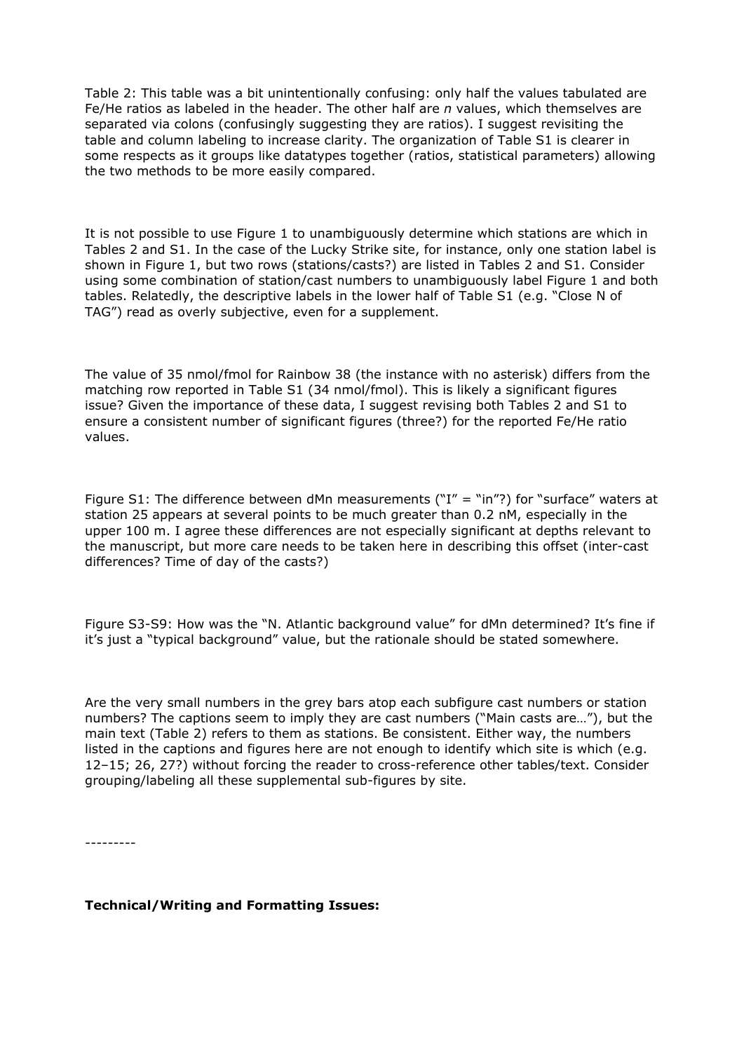Table 2: This table was a bit unintentionally confusing: only half the values tabulated are Fe/He ratios as labeled in the header. The other half are *n* values, which themselves are separated via colons (confusingly suggesting they are ratios). I suggest revisiting the table and column labeling to increase clarity. The organization of Table S1 is clearer in some respects as it groups like datatypes together (ratios, statistical parameters) allowing the two methods to be more easily compared.

It is not possible to use Figure 1 to unambiguously determine which stations are which in Tables 2 and S1. In the case of the Lucky Strike site, for instance, only one station label is shown in Figure 1, but two rows (stations/casts?) are listed in Tables 2 and S1. Consider using some combination of station/cast numbers to unambiguously label Figure 1 and both tables. Relatedly, the descriptive labels in the lower half of Table S1 (e.g. "Close N of TAG") read as overly subjective, even for a supplement.

The value of 35 nmol/fmol for Rainbow 38 (the instance with no asterisk) differs from the matching row reported in Table S1 (34 nmol/fmol). This is likely a significant figures issue? Given the importance of these data, I suggest revising both Tables 2 and S1 to ensure a consistent number of significant figures (three?) for the reported Fe/He ratio values.

Figure S1: The difference between dMn measurements ("I" = "in"?) for "surface" waters at station 25 appears at several points to be much greater than 0.2 nM, especially in the upper 100 m. I agree these differences are not especially significant at depths relevant to the manuscript, but more care needs to be taken here in describing this offset (inter-cast differences? Time of day of the casts?)

Figure S3-S9: How was the "N. Atlantic background value" for dMn determined? It's fine if it's just a "typical background" value, but the rationale should be stated somewhere.

Are the very small numbers in the grey bars atop each subfigure cast numbers or station numbers? The captions seem to imply they are cast numbers ("Main casts are…"), but the main text (Table 2) refers to them as stations. Be consistent. Either way, the numbers listed in the captions and figures here are not enough to identify which site is which (e.g. 12–15; 26, 27?) without forcing the reader to cross-reference other tables/text. Consider grouping/labeling all these supplemental sub-figures by site.

---------

**Technical/Writing and Formatting Issues:**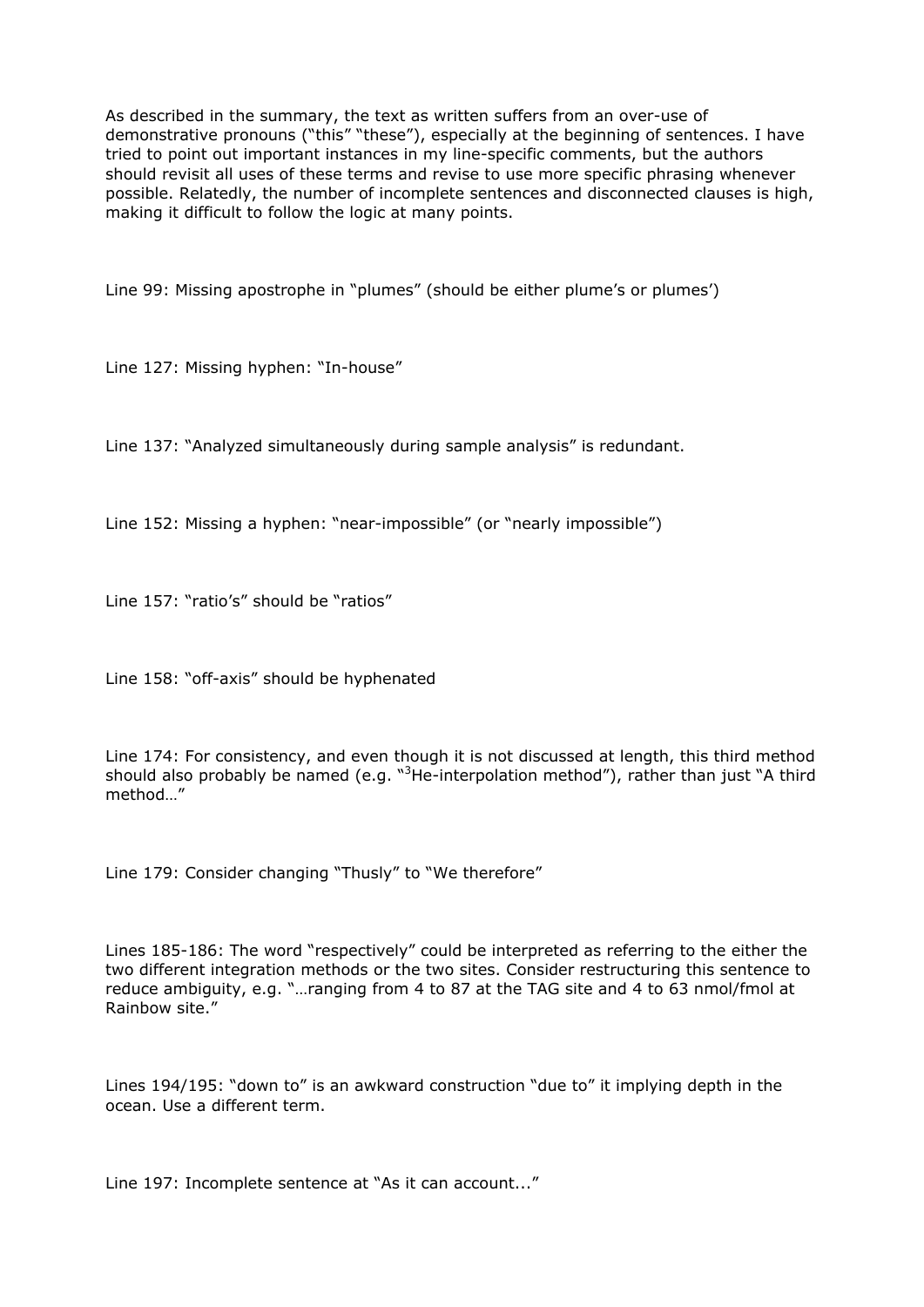As described in the summary, the text as written suffers from an over-use of demonstrative pronouns (“this” “these”), especially at the beginning of sentences. I have tried to point out important instances in my line-specific comments, but the authors should revisit all uses of these terms and revise to use more specific phrasing whenever possible. Relatedly, the number of incomplete sentences and disconnected clauses is high, making it difficult to follow the logic at many points.

Line 99: Missing apostrophe in “plumes” (should be either plume’s or plumes’)

Line 127: Missing hyphen: “In-house”

Line 137: “Analyzed simultaneously during sample analysis” is redundant.

Line 152: Missing a hyphen: “near-impossible” (or “nearly impossible”)

Line 157: “ratio’s” should be “ratios”

Line 158: “off-axis” should be hyphenated

Line 174: For consistency, and even though it is not discussed at length, this third method should also probably be named (e.g. “$^{3}$He-interpolation method”), rather than just “A third method…”

Line 179: Consider changing “Thusly” to “We therefore”

Lines 185-186: The word “respectively” could be interpreted as referring to the either the two different integration methods or the two sites. Consider restructuring this sentence to reduce ambiguity, e.g. “…ranging from 4 to 87 at the TAG site and 4 to 63 nmol/fmol at Rainbow site.”

Lines 194/195: “down to” is an awkward construction “due to” it implying depth in the ocean. Use a different term.

Line 197: Incomplete sentence at “As it can account...”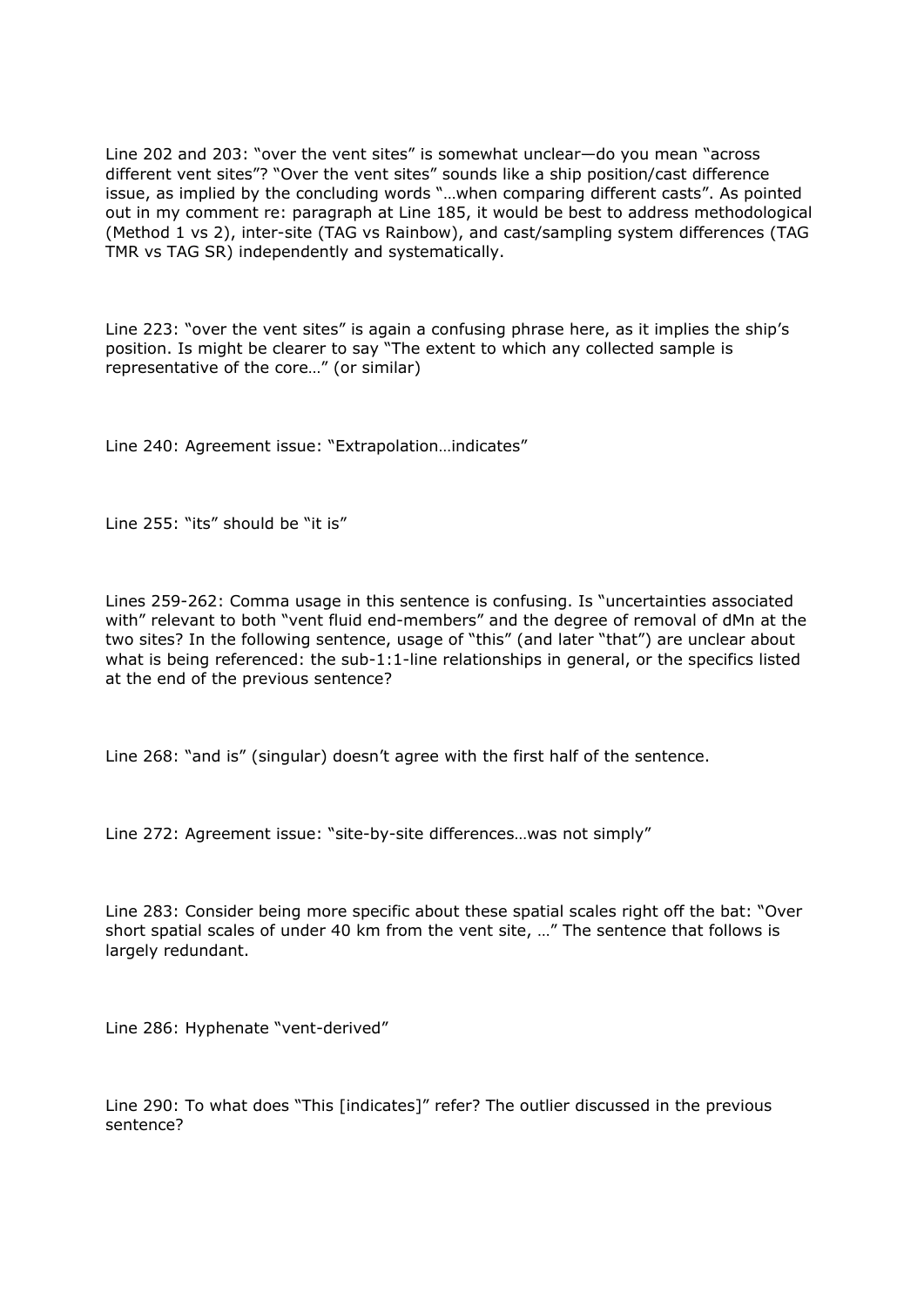Line 202 and 203: "over the vent sites" is somewhat unclear—do you mean "across different vent sites"? "Over the vent sites" sounds like a ship position/cast difference issue, as implied by the concluding words "…when comparing different casts". As pointed out in my comment re: paragraph at Line 185, it would be best to address methodological (Method 1 vs 2), inter-site (TAG vs Rainbow), and cast/sampling system differences (TAG TMR vs TAG SR) independently and systematically.

Line 223: "over the vent sites" is again a confusing phrase here, as it implies the ship's position. Is might be clearer to say "The extent to which any collected sample is representative of the core…" (or similar)

Line 240: Agreement issue: "Extrapolation…indicates"

Line 255: "its" should be "it is"

Lines 259-262: Comma usage in this sentence is confusing. Is "uncertainties associated with" relevant to both "vent fluid end-members" and the degree of removal of dMn at the two sites? In the following sentence, usage of "this" (and later "that") are unclear about what is being referenced: the sub-1:1-line relationships in general, or the specifics listed at the end of the previous sentence?

Line 268: "and is" (singular) doesn't agree with the first half of the sentence.

Line 272: Agreement issue: "site-by-site differences…was not simply"

Line 283: Consider being more specific about these spatial scales right off the bat: "Over short spatial scales of under 40 km from the vent site, …" The sentence that follows is largely redundant.

Line 286: Hyphenate "vent-derived"

Line 290: To what does "This [indicates]" refer? The outlier discussed in the previous sentence?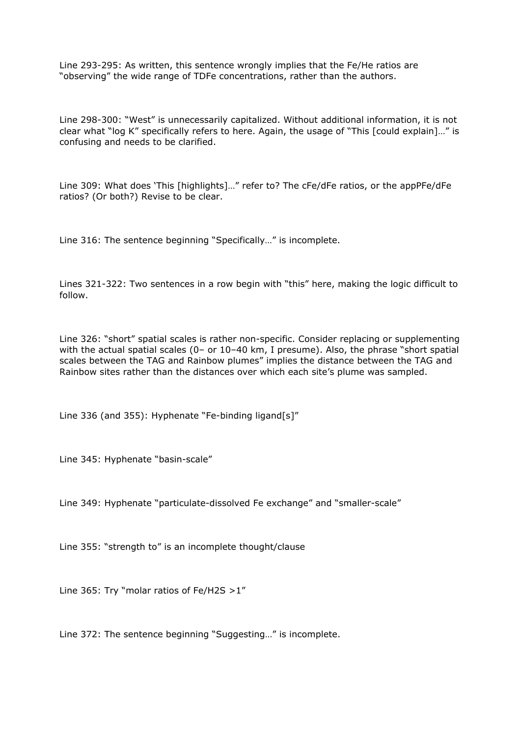Line 293-295: As written, this sentence wrongly implies that the Fe/He ratios are “observing” the wide range of TDFe concentrations, rather than the authors.

Line 298-300: “West” is unnecessarily capitalized. Without additional information, it is not clear what “log K” specifically refers to here. Again, the usage of “This [could explain]…” is confusing and needs to be clarified.

Line 309: What does ‘This [highlights]…” refer to? The cFe/dFe ratios, or the appPFe/dFe ratios? (Or both?) Revise to be clear.

Line 316: The sentence beginning “Specifically…” is incomplete.

Lines 321-322: Two sentences in a row begin with “this” here, making the logic difficult to follow.

Line 326: “short” spatial scales is rather non-specific. Consider replacing or supplementing with the actual spatial scales (0– or 10–40 km, I presume). Also, the phrase “short spatial scales between the TAG and Rainbow plumes” implies the distance between the TAG and Rainbow sites rather than the distances over which each site’s plume was sampled.

Line 336 (and 355): Hyphenate “Fe-binding ligand[s]”

Line 345: Hyphenate “basin-scale”

Line 349: Hyphenate “particulate-dissolved Fe exchange” and “smaller-scale”

Line 355: “strength to” is an incomplete thought/clause

Line 365: Try “molar ratios of Fe/H2S >1”

Line 372: The sentence beginning “Suggesting…” is incomplete.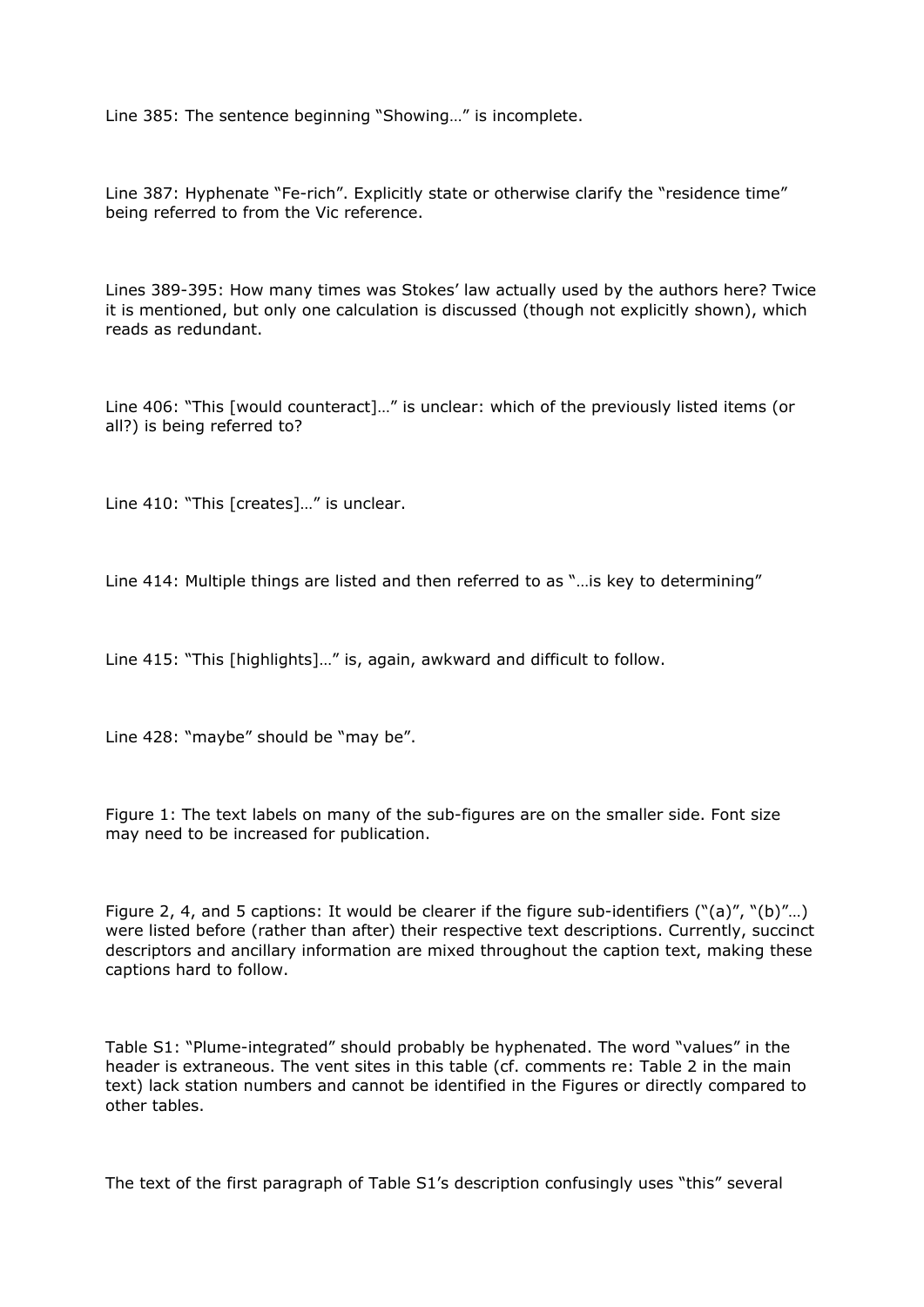Line 385: The sentence beginning "Showing…" is incomplete.

Line 387: Hyphenate "Fe-rich". Explicitly state or otherwise clarify the "residence time" being referred to from the Vic reference.

Lines 389-395: How many times was Stokes' law actually used by the authors here? Twice it is mentioned, but only one calculation is discussed (though not explicitly shown), which reads as redundant.

Line 406: "This [would counteract]…" is unclear: which of the previously listed items (or all?) is being referred to?

Line 410: "This [creates]…" is unclear.

Line 414: Multiple things are listed and then referred to as "…is key to determining"

Line 415: "This [highlights]…" is, again, awkward and difficult to follow.

Line 428: "maybe" should be "may be".

Figure 1: The text labels on many of the sub-figures are on the smaller side. Font size may need to be increased for publication.

Figure 2, 4, and 5 captions: It would be clearer if the figure sub-identifiers ("(a)", "(b)"…) were listed before (rather than after) their respective text descriptions. Currently, succinct descriptors and ancillary information are mixed throughout the caption text, making these captions hard to follow.

Table S1: "Plume-integrated" should probably be hyphenated. The word "values" in the header is extraneous. The vent sites in this table (cf. comments re: Table 2 in the main text) lack station numbers and cannot be identified in the Figures or directly compared to other tables.

The text of the first paragraph of Table S1's description confusingly uses "this" several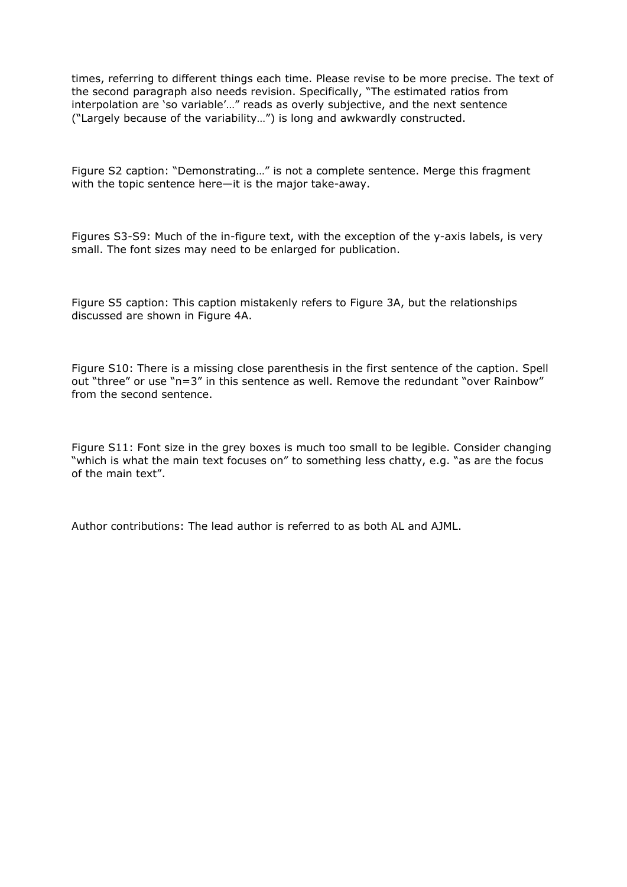times, referring to different things each time. Please revise to be more precise. The text of the second paragraph also needs revision. Specifically, "The estimated ratios from interpolation are 'so variable'…" reads as overly subjective, and the next sentence ("Largely because of the variability…") is long and awkwardly constructed.

Figure S2 caption: "Demonstrating…" is not a complete sentence. Merge this fragment with the topic sentence here—it is the major take-away.

Figures S3-S9: Much of the in-figure text, with the exception of the y-axis labels, is very small. The font sizes may need to be enlarged for publication.

Figure S5 caption: This caption mistakenly refers to Figure 3A, but the relationships discussed are shown in Figure 4A.

Figure S10: There is a missing close parenthesis in the first sentence of the caption. Spell out "three" or use "n=3" in this sentence as well. Remove the redundant "over Rainbow" from the second sentence.

Figure S11: Font size in the grey boxes is much too small to be legible. Consider changing "which is what the main text focuses on" to something less chatty, e.g. "as are the focus of the main text".

Author contributions: The lead author is referred to as both AL and AJML.